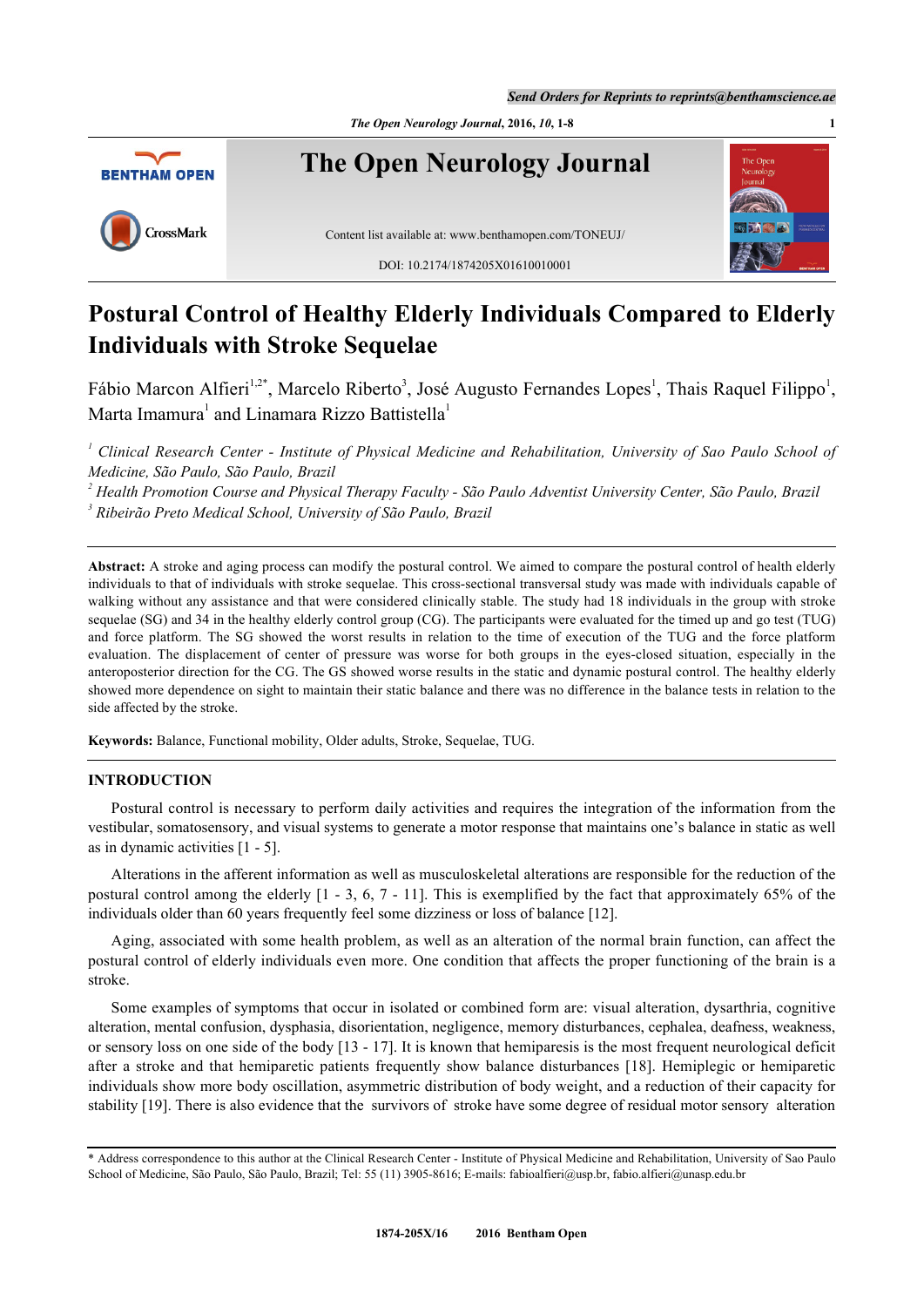# Postural Control of Healthy Elderly Individuals Compared to Elderly Individuals with Stroke Sequelae

Fábio Marcon Alfieri[1,2*], Marcelo Riberto[3], José Augusto Fernandes Lopes[1], Thais Raquel Filippo[1], Marta Imamura[1] and Linamara Rizzo Battistella[1]

[1] *Clinical Research Center - Institute of Physical Medicine and Rehabilitation, University of Sao Paulo School of Medicine, São Paulo, São Paulo, Brazil*

[2] *Health Promotion Course and Physical Therapy Faculty - São Paulo Adventist University Center, São Paulo, Brazil*

[3] *Ribeirão Preto Medical School, University of São Paulo, Brazil*

**Abstract:** A stroke and aging process can modify the postural control. We aimed to compare the postural control of health elderly individuals to that of individuals with stroke sequelae. This cross-sectional transversal study was made with individuals capable of walking without any assistance and that were considered clinically stable. The study had 18 individuals in the group with stroke sequelae (SG) and 34 in the healthy elderly control group (CG). The participants were evaluated for the timed up and go test (TUG) and force platform. The SG showed the worst results in relation to the time of execution of the TUG and the force platform evaluation. The displacement of center of pressure was worse for both groups in the eyes-closed situation, especially in the anteroposterior direction for the CG. The GS showed worse results in the static and dynamic postural control. The healthy elderly showed more dependence on sight to maintain their static balance and there was no difference in the balance tests in relation to the side affected by the stroke.

**Keywords:** Balance, Functional mobility, Older adults, Stroke, Sequelae, TUG.

## INTRODUCTION

Postural control is necessary to perform daily activities and requires the integration of the information from the vestibular, somatosensory, and visual systems to generate a motor response that maintains one's balance in static as well as in dynamic activities [1 - 5].

Alterations in the afferent information as well as musculoskeletal alterations are responsible for the reduction of the postural control among the elderly [1 - 3, 6, 7 - 11]. This is exemplified by the fact that approximately 65% of the individuals older than 60 years frequently feel some dizziness or loss of balance [12].

Aging, associated with some health problem, as well as an alteration of the normal brain function, can affect the postural control of elderly individuals even more. One condition that affects the proper functioning of the brain is a stroke.

Some examples of symptoms that occur in isolated or combined form are: visual alteration, dysarthria, cognitive alteration, mental confusion, dysphasia, disorientation, negligence, memory disturbances, cephalea, deafness, weakness, or sensory loss on one side of the body [13 - 17]. It is known that hemiparesis is the most frequent neurological deficit after a stroke and that hemiparetic patients frequently show balance disturbances [18]. Hemiplegic or hemiparetic individuals show more body oscillation, asymmetric distribution of body weight, and a reduction of their capacity for stability [19]. There is also evidence that the survivors of stroke have some degree of residual motor sensory alteration

\* Address correspondence to this author at the Clinical Research Center - Institute of Physical Medicine and Rehabilitation, University of Sao Paulo School of Medicine, São Paulo, São Paulo, Brazil; Tel: 55 (11) 3905-8616; E-mails: fabioalfieri@usp.br, fabio.alfieri@unasp.edu.br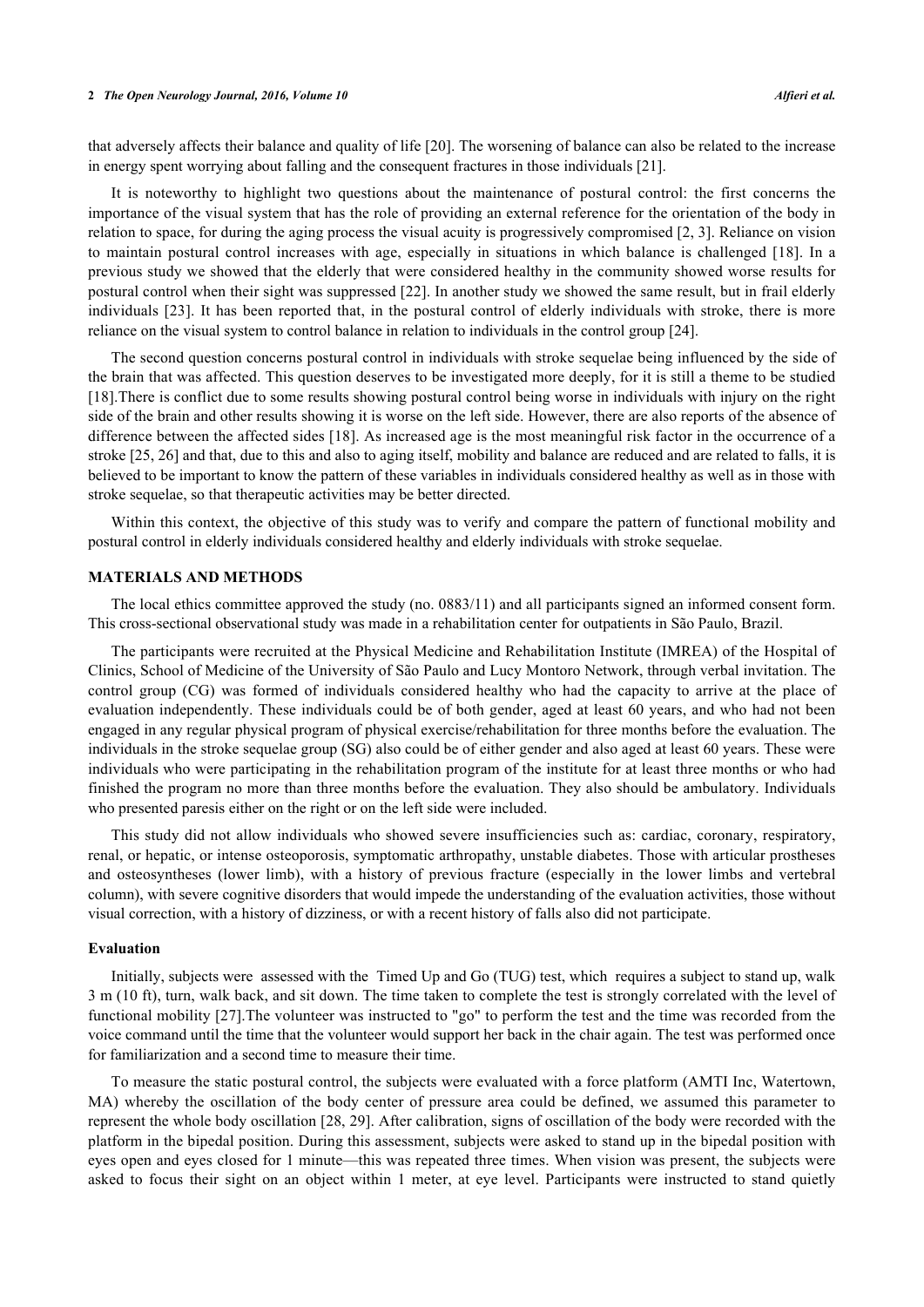that adversely affects their balance and quality of life [20]. The worsening of balance can also be related to the increase in energy spent worrying about falling and the consequent fractures in those individuals [21].

It is noteworthy to highlight two questions about the maintenance of postural control: the first concerns the importance of the visual system that has the role of providing an external reference for the orientation of the body in relation to space, for during the aging process the visual acuity is progressively compromised [2, 3]. Reliance on vision to maintain postural control increases with age, especially in situations in which balance is challenged [18]. In a previous study we showed that the elderly that were considered healthy in the community showed worse results for postural control when their sight was suppressed [22]. In another study we showed the same result, but in frail elderly individuals [23]. It has been reported that, in the postural control of elderly individuals with stroke, there is more reliance on the visual system to control balance in relation to individuals in the control group [24].

The second question concerns postural control in individuals with stroke sequelae being influenced by the side of the brain that was affected. This question deserves to be investigated more deeply, for it is still a theme to be studied [18].There is conflict due to some results showing postural control being worse in individuals with injury on the right side of the brain and other results showing it is worse on the left side. However, there are also reports of the absence of difference between the affected sides [18]. As increased age is the most meaningful risk factor in the occurrence of a stroke [25, 26] and that, due to this and also to aging itself, mobility and balance are reduced and are related to falls, it is believed to be important to know the pattern of these variables in individuals considered healthy as well as in those with stroke sequelae, so that therapeutic activities may be better directed.

Within this context, the objective of this study was to verify and compare the pattern of functional mobility and postural control in elderly individuals considered healthy and elderly individuals with stroke sequelae.

## MATERIALS AND METHODS

The local ethics committee approved the study (no. 0883/11) and all participants signed an informed consent form. This cross-sectional observational study was made in a rehabilitation center for outpatients in São Paulo, Brazil.

The participants were recruited at the Physical Medicine and Rehabilitation Institute (IMREA) of the Hospital of Clinics, School of Medicine of the University of São Paulo and Lucy Montoro Network, through verbal invitation. The control group (CG) was formed of individuals considered healthy who had the capacity to arrive at the place of evaluation independently. These individuals could be of both gender, aged at least 60 years, and who had not been engaged in any regular physical program of physical exercise/rehabilitation for three months before the evaluation. The individuals in the stroke sequelae group (SG) also could be of either gender and also aged at least 60 years. These were individuals who were participating in the rehabilitation program of the institute for at least three months or who had finished the program no more than three months before the evaluation. They also should be ambulatory. Individuals who presented paresis either on the right or on the left side were included.

This study did not allow individuals who showed severe insufficiencies such as: cardiac, coronary, respiratory, renal, or hepatic, or intense osteoporosis, symptomatic arthropathy, unstable diabetes. Those with articular prostheses and osteosyntheses (lower limb), with a history of previous fracture (especially in the lower limbs and vertebral column), with severe cognitive disorders that would impede the understanding of the evaluation activities, those without visual correction, with a history of dizziness, or with a recent history of falls also did not participate.

### Evaluation

Initially, subjects were assessed with the Timed Up and Go (TUG) test, which requires a subject to stand up, walk 3 m (10 ft), turn, walk back, and sit down. The time taken to complete the test is strongly correlated with the level of functional mobility [27].The volunteer was instructed to "go" to perform the test and the time was recorded from the voice command until the time that the volunteer would support her back in the chair again. The test was performed once for familiarization and a second time to measure their time.

To measure the static postural control, the subjects were evaluated with a force platform (AMTI Inc, Watertown, MA) whereby the oscillation of the body center of pressure area could be defined, we assumed this parameter to represent the whole body oscillation [28, 29]. After calibration, signs of oscillation of the body were recorded with the platform in the bipedal position. During this assessment, subjects were asked to stand up in the bipedal position with eyes open and eyes closed for 1 minute—this was repeated three times. When vision was present, the subjects were asked to focus their sight on an object within 1 meter, at eye level. Participants were instructed to stand quietly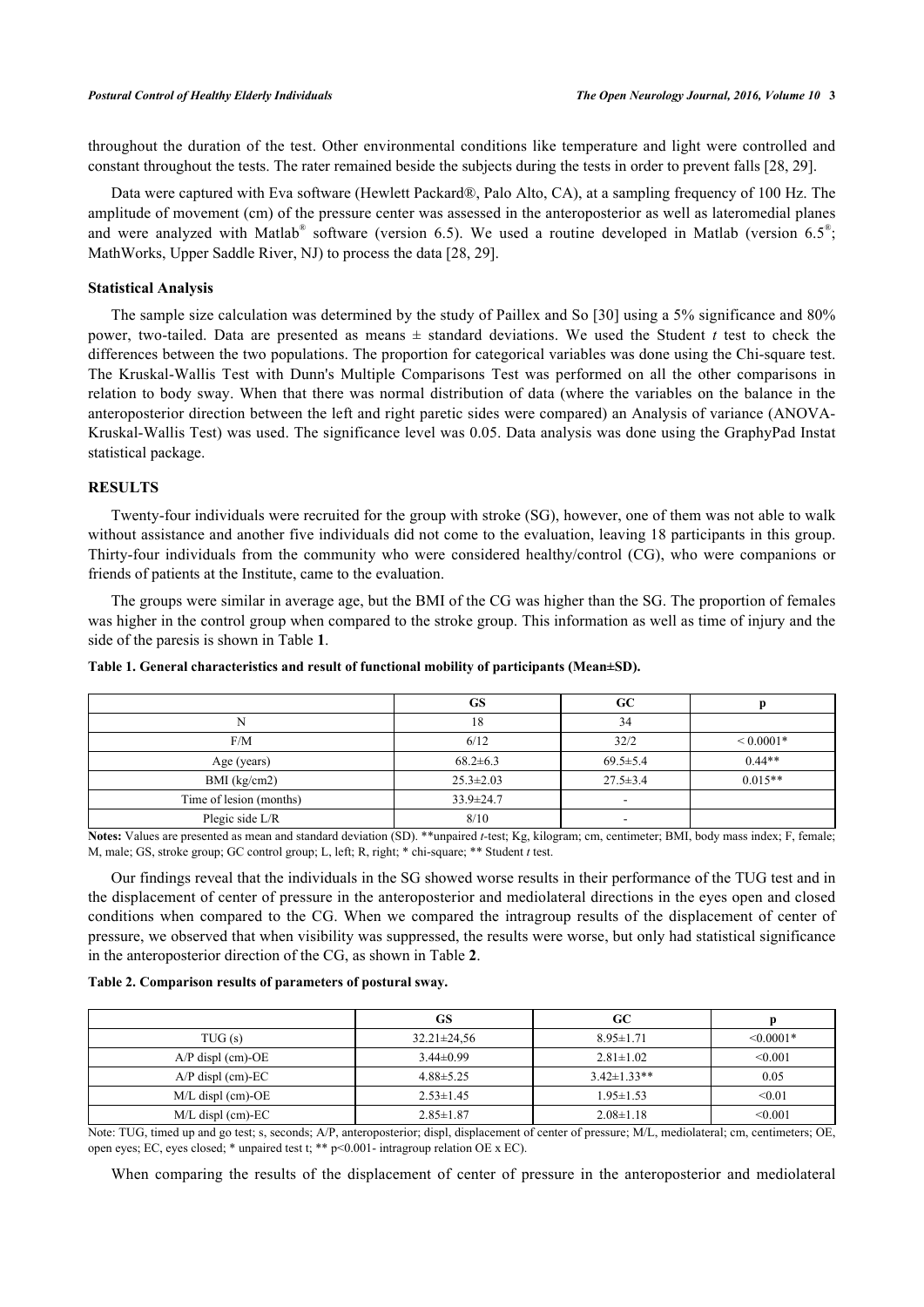throughout the duration of the test. Other environmental conditions like temperature and light were controlled and constant throughout the tests. The rater remained beside the subjects during the tests in order to prevent falls [28, 29].

Data were captured with Eva software (Hewlett Packard®, Palo Alto, CA), at a sampling frequency of 100 Hz. The amplitude of movement (cm) of the pressure center was assessed in the anteroposterior as well as lateromedial planes and were analyzed with Matlab® software (version 6.5). We used a routine developed in Matlab (version 6.5®; MathWorks, Upper Saddle River, NJ) to process the data [28, 29].

### Statistical Analysis

The sample size calculation was determined by the study of Paillex and So [30] using a 5% significance and 80% power, two-tailed. Data are presented as means ± standard deviations. We used the Student *t* test to check the differences between the two populations. The proportion for categorical variables was done using the Chi-square test. The Kruskal-Wallis Test with Dunn's Multiple Comparisons Test was performed on all the other comparisons in relation to body sway. When that there was normal distribution of data (where the variables on the balance in the anteroposterior direction between the left and right paretic sides were compared) an Analysis of variance (ANOVA-Kruskal-Wallis Test) was used. The significance level was 0.05. Data analysis was done using the GraphyPad Instat statistical package.

## RESULTS

Twenty-four individuals were recruited for the group with stroke (SG), however, one of them was not able to walk without assistance and another five individuals did not come to the evaluation, leaving 18 participants in this group. Thirty-four individuals from the community who were considered healthy/control (CG), who were companions or friends of patients at the Institute, came to the evaluation.

The groups were similar in average age, but the BMI of the CG was higher than the SG. The proportion of females was higher in the control group when compared to the stroke group. This information as well as time of injury and the side of the paresis is shown in Table **1**.

**Table 1. General characteristics and result of functional mobility of participants (Mean±SD).**

| | GS | GC | p |
|---|---|---|---|
| N | 18 | 34 | |
| F/M | 6/12 | 32/2 | < 0.0001* |
| Age (years) | 68.2±6.3 | 69.5±5.4 | 0.44** |
| BMI (kg/cm2) | 25.3±2.03 | 27.5±3.4 | 0.015** |
| Time of lesion (months) | 33.9±24.7 | - | |
| Plegic side L/R | 8/10 | - | |

**Notes:** Values are presented as mean and standard deviation (SD). **unpaired *t*-test; Kg, kilogram; cm, centimeter; BMI, body mass index; F, female; M, male; GS, stroke group; GC control group; L, left; R, right; * chi-square; ** Student *t* test.

Our findings reveal that the individuals in the SG showed worse results in their performance of the TUG test and in the displacement of center of pressure in the anteroposterior and mediolateral directions in the eyes open and closed conditions when compared to the CG. When we compared the intragroup results of the displacement of center of pressure, we observed that when visibility was suppressed, the results were worse, but only had statistical significance in the anteroposterior direction of the CG, as shown in Table **2**.

**Table 2. Comparison results of parameters of postural sway.**

| | GS | GC | p |
|---|---|---|---|
| TUG (s) | 32.21±24,56 | 8.95±1.71 | <0.0001* |
| A/P displ (cm)-OE | 3.44±0.99 | 2.81±1.02 | <0.001 |
| A/P displ (cm)-EC | 4.88±5.25 | 3.42±1.33** | 0.05 |
| M/L displ (cm)-OE | 2.53±1.45 | 1.95±1.53 | <0.01 |
| M/L displ (cm)-EC | 2.85±1.87 | 2.08±1.18 | <0.001 |

Note: TUG, timed up and go test; s, seconds; A/P, anteroposterior; displ, displacement of center of pressure; M/L, mediolateral; cm, centimeters; OE, open eyes; EC, eyes closed; * unpaired test t; ** p<0.001- intragroup relation OE x EC).

When comparing the results of the displacement of center of pressure in the anteroposterior and mediolateral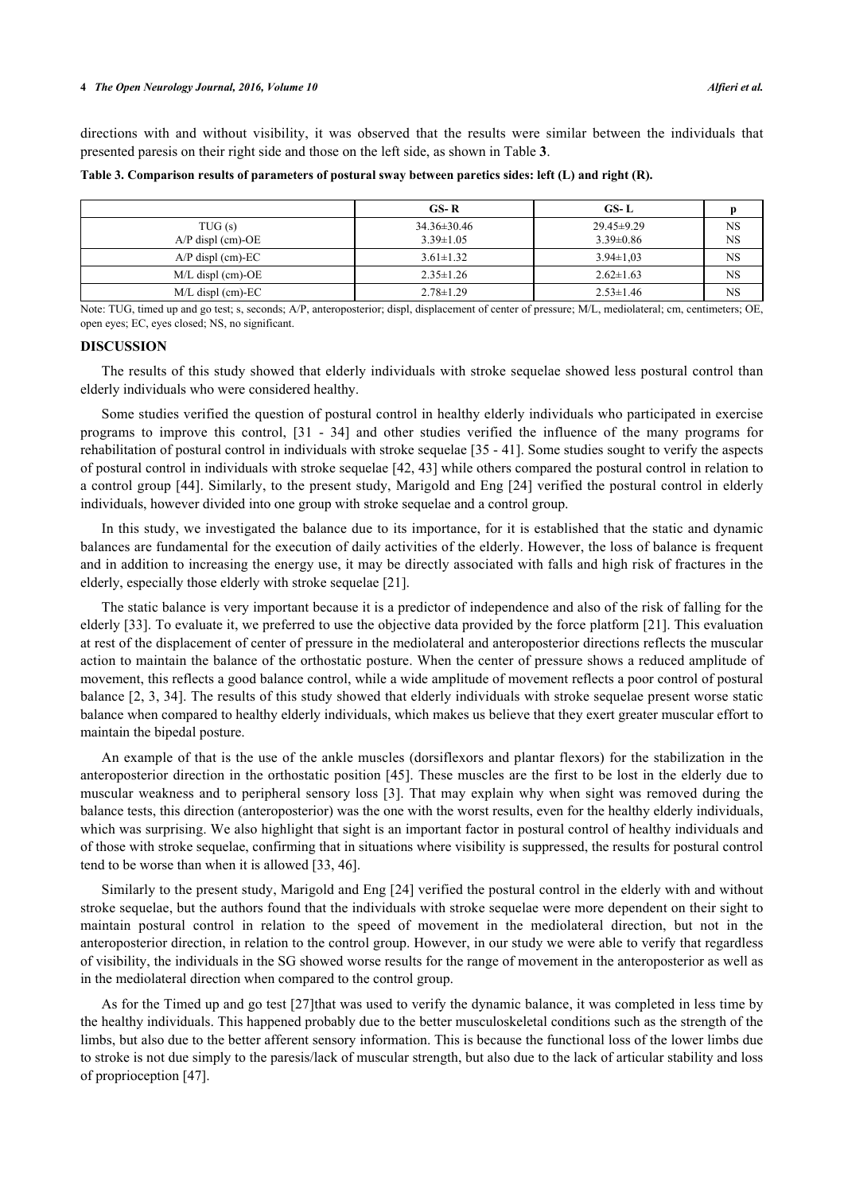directions with and without visibility, it was observed that the results were similar between the individuals that presented paresis on their right side and those on the left side, as shown in Table **3**.

**Table 3. Comparison results of parameters of postural sway between paretics sides: left (L) and right (R).**

| | GS- R | GS- L | p |
|---|---|---|---|
| TUG (s) | 34.36±30.46 | 29.45±9.29 | NS |
| A/P displ (cm)-OE | 3.39±1.05 | 3.39±0.86 | NS |
| A/P displ (cm)-EC | 3.61±1.32 | 3.94±1,03 | NS |
| M/L displ (cm)-OE | 2.35±1.26 | 2.62±1.63 | NS |
| M/L displ (cm)-EC | 2.78±1.29 | 2.53±1.46 | NS |

Note: TUG, timed up and go test; s, seconds; A/P, anteroposterior; displ, displacement of center of pressure; M/L, mediolateral; cm, centimeters; OE, open eyes; EC, eyes closed; NS, no significant.

## DISCUSSION

The results of this study showed that elderly individuals with stroke sequelae showed less postural control than elderly individuals who were considered healthy.

Some studies verified the question of postural control in healthy elderly individuals who participated in exercise programs to improve this control, [31 - 34] and other studies verified the influence of the many programs for rehabilitation of postural control in individuals with stroke sequelae [35 - 41]. Some studies sought to verify the aspects of postural control in individuals with stroke sequelae [42, 43] while others compared the postural control in relation to a control group [44]. Similarly, to the present study, Marigold and Eng [24] verified the postural control in elderly individuals, however divided into one group with stroke sequelae and a control group.

In this study, we investigated the balance due to its importance, for it is established that the static and dynamic balances are fundamental for the execution of daily activities of the elderly. However, the loss of balance is frequent and in addition to increasing the energy use, it may be directly associated with falls and high risk of fractures in the elderly, especially those elderly with stroke sequelae [21].

The static balance is very important because it is a predictor of independence and also of the risk of falling for the elderly [33]. To evaluate it, we preferred to use the objective data provided by the force platform [21]. This evaluation at rest of the displacement of center of pressure in the mediolateral and anteroposterior directions reflects the muscular action to maintain the balance of the orthostatic posture. When the center of pressure shows a reduced amplitude of movement, this reflects a good balance control, while a wide amplitude of movement reflects a poor control of postural balance [2, 3, 34]. The results of this study showed that elderly individuals with stroke sequelae present worse static balance when compared to healthy elderly individuals, which makes us believe that they exert greater muscular effort to maintain the bipedal posture.

An example of that is the use of the ankle muscles (dorsiflexors and plantar flexors) for the stabilization in the anteroposterior direction in the orthostatic position [45]. These muscles are the first to be lost in the elderly due to muscular weakness and to peripheral sensory loss [3]. That may explain why when sight was removed during the balance tests, this direction (anteroposterior) was the one with the worst results, even for the healthy elderly individuals, which was surprising. We also highlight that sight is an important factor in postural control of healthy individuals and of those with stroke sequelae, confirming that in situations where visibility is suppressed, the results for postural control tend to be worse than when it is allowed [33, 46].

Similarly to the present study, Marigold and Eng [24] verified the postural control in the elderly with and without stroke sequelae, but the authors found that the individuals with stroke sequelae were more dependent on their sight to maintain postural control in relation to the speed of movement in the mediolateral direction, but not in the anteroposterior direction, in relation to the control group. However, in our study we were able to verify that regardless of visibility, the individuals in the SG showed worse results for the range of movement in the anteroposterior as well as in the mediolateral direction when compared to the control group.

As for the Timed up and go test [27]that was used to verify the dynamic balance, it was completed in less time by the healthy individuals. This happened probably due to the better musculoskeletal conditions such as the strength of the limbs, but also due to the better afferent sensory information. This is because the functional loss of the lower limbs due to stroke is not due simply to the paresis/lack of muscular strength, but also due to the lack of articular stability and loss of proprioception [47].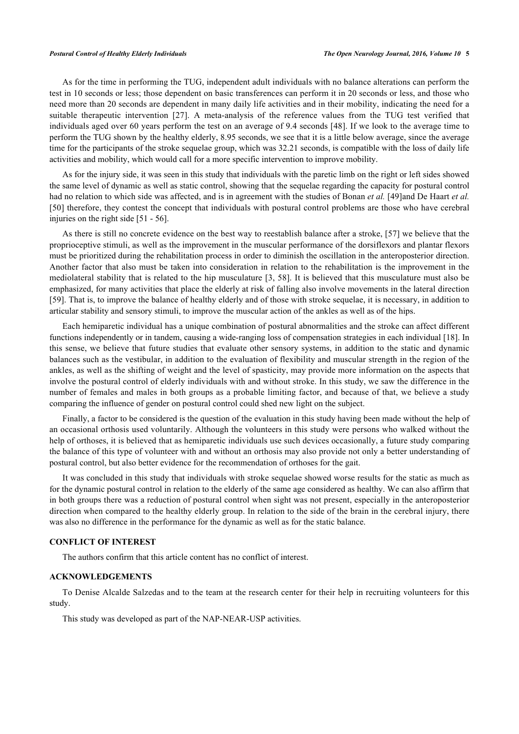As for the time in performing the TUG, independent adult individuals with no balance alterations can perform the test in 10 seconds or less; those dependent on basic transferences can perform it in 20 seconds or less, and those who need more than 20 seconds are dependent in many daily life activities and in their mobility, indicating the need for a suitable therapeutic intervention [27]. A meta-analysis of the reference values from the TUG test verified that individuals aged over 60 years perform the test on an average of 9.4 seconds [48]. If we look to the average time to perform the TUG shown by the healthy elderly, 8.95 seconds, we see that it is a little below average, since the average time for the participants of the stroke sequelae group, which was 32.21 seconds, is compatible with the loss of daily life activities and mobility, which would call for a more specific intervention to improve mobility.

As for the injury side, it was seen in this study that individuals with the paretic limb on the right or left sides showed the same level of dynamic as well as static control, showing that the sequelae regarding the capacity for postural control had no relation to which side was affected, and is in agreement with the studies of Bonan *et al.* [49]and De Haart *et al.* [50] therefore, they contest the concept that individuals with postural control problems are those who have cerebral injuries on the right side [51 - 56].

As there is still no concrete evidence on the best way to reestablish balance after a stroke, [57] we believe that the proprioceptive stimuli, as well as the improvement in the muscular performance of the dorsiflexors and plantar flexors must be prioritized during the rehabilitation process in order to diminish the oscillation in the anteroposterior direction. Another factor that also must be taken into consideration in relation to the rehabilitation is the improvement in the mediolateral stability that is related to the hip musculature [3, 58]. It is believed that this musculature must also be emphasized, for many activities that place the elderly at risk of falling also involve movements in the lateral direction [59]. That is, to improve the balance of healthy elderly and of those with stroke sequelae, it is necessary, in addition to articular stability and sensory stimuli, to improve the muscular action of the ankles as well as of the hips.

Each hemiparetic individual has a unique combination of postural abnormalities and the stroke can affect different functions independently or in tandem, causing a wide-ranging loss of compensation strategies in each individual [18]. In this sense, we believe that future studies that evaluate other sensory systems, in addition to the static and dynamic balances such as the vestibular, in addition to the evaluation of flexibility and muscular strength in the region of the ankles, as well as the shifting of weight and the level of spasticity, may provide more information on the aspects that involve the postural control of elderly individuals with and without stroke. In this study, we saw the difference in the number of females and males in both groups as a probable limiting factor, and because of that, we believe a study comparing the influence of gender on postural control could shed new light on the subject.

Finally, a factor to be considered is the question of the evaluation in this study having been made without the help of an occasional orthosis used voluntarily. Although the volunteers in this study were persons who walked without the help of orthoses, it is believed that as hemiparetic individuals use such devices occasionally, a future study comparing the balance of this type of volunteer with and without an orthosis may also provide not only a better understanding of postural control, but also better evidence for the recommendation of orthoses for the gait.

It was concluded in this study that individuals with stroke sequelae showed worse results for the static as much as for the dynamic postural control in relation to the elderly of the same age considered as healthy. We can also affirm that in both groups there was a reduction of postural control when sight was not present, especially in the anteroposterior direction when compared to the healthy elderly group. In relation to the side of the brain in the cerebral injury, there was also no difference in the performance for the dynamic as well as for the static balance.

## CONFLICT OF INTEREST

The authors confirm that this article content has no conflict of interest.

## ACKNOWLEDGEMENTS

To Denise Alcalde Salzedas and to the team at the research center for their help in recruiting volunteers for this study.

This study was developed as part of the NAP-NEAR-USP activities.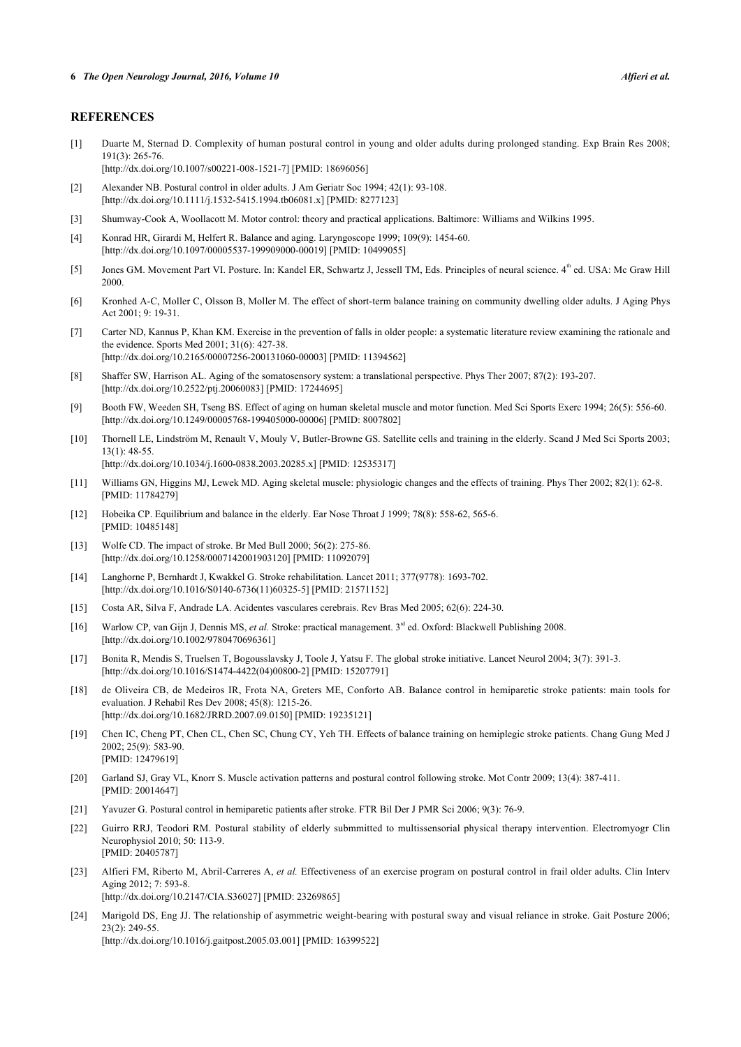## REFERENCES

[1] Duarte M, Sternad D. Complexity of human postural control in young and older adults during prolonged standing. Exp Brain Res 2008; 191(3): 265-76.
[http://dx.doi.org/10.1007/s00221-008-1521-7] [PMID: 18696056]

[2] Alexander NB. Postural control in older adults. J Am Geriatr Soc 1994; 42(1): 93-108.
[http://dx.doi.org/10.1111/j.1532-5415.1994.tb06081.x] [PMID: 8277123]

[3] Shumway-Cook A, Woollacott M. Motor control: theory and practical applications. Baltimore: Williams and Wilkins 1995.

[4] Konrad HR, Girardi M, Helfert R. Balance and aging. Laryngoscope 1999; 109(9): 1454-60.
[http://dx.doi.org/10.1097/00005537-199909000-00019] [PMID: 10499055]

[5] Jones GM. Movement Part VI. Posture. In: Kandel ER, Schwartz J, Jessell TM, Eds. Principles of neural science. 4th ed. USA: Mc Graw Hill 2000.

[6] Kronhed A-C, Moller C, Olsson B, Moller M. The effect of short-term balance training on community dwelling older adults. J Aging Phys Act 2001; 9: 19-31.

[7] Carter ND, Kannus P, Khan KM. Exercise in the prevention of falls in older people: a systematic literature review examining the rationale and the evidence. Sports Med 2001; 31(6): 427-38.
[http://dx.doi.org/10.2165/00007256-200131060-00003] [PMID: 11394562]

[8] Shaffer SW, Harrison AL. Aging of the somatosensory system: a translational perspective. Phys Ther 2007; 87(2): 193-207.
[http://dx.doi.org/10.2522/ptj.20060083] [PMID: 17244695]

[9] Booth FW, Weeden SH, Tseng BS. Effect of aging on human skeletal muscle and motor function. Med Sci Sports Exerc 1994; 26(5): 556-60.
[http://dx.doi.org/10.1249/00005768-199405000-00006] [PMID: 8007802]

[10] Thornell LE, Lindström M, Renault V, Mouly V, Butler-Browne GS. Satellite cells and training in the elderly. Scand J Med Sci Sports 2003; 13(1): 48-55.
[http://dx.doi.org/10.1034/j.1600-0838.2003.20285.x] [PMID: 12535317]

[11] Williams GN, Higgins MJ, Lewek MD. Aging skeletal muscle: physiologic changes and the effects of training. Phys Ther 2002; 82(1): 62-8.
[PMID: 11784279]

[12] Hobeika CP. Equilibrium and balance in the elderly. Ear Nose Throat J 1999; 78(8): 558-62, 565-6.
[PMID: 10485148]

[13] Wolfe CD. The impact of stroke. Br Med Bull 2000; 56(2): 275-86.
[http://dx.doi.org/10.1258/0007142001903120] [PMID: 11092079]

[14] Langhorne P, Bernhardt J, Kwakkel G. Stroke rehabilitation. Lancet 2011; 377(9778): 1693-702.
[http://dx.doi.org/10.1016/S0140-6736(11)60325-5] [PMID: 21571152]

[15] Costa AR, Silva F, Andrade LA. Acidentes vasculares cerebrais. Rev Bras Med 2005; 62(6): 224-30.

[16] Warlow CP, van Gijn J, Dennis MS, *et al.* Stroke: practical management. 3rd ed. Oxford: Blackwell Publishing 2008.
[http://dx.doi.org/10.1002/9780470696361]

[17] Bonita R, Mendis S, Truelsen T, Bogousslavsky J, Toole J, Yatsu F. The global stroke initiative. Lancet Neurol 2004; 3(7): 391-3.
[http://dx.doi.org/10.1016/S1474-4422(04)00800-2] [PMID: 15207791]

[18] de Oliveira CB, de Medeiros IR, Frota NA, Greters ME, Conforto AB. Balance control in hemiparetic stroke patients: main tools for evaluation. J Rehabil Res Dev 2008; 45(8): 1215-26.
[http://dx.doi.org/10.1682/JRRD.2007.09.0150] [PMID: 19235121]

[19] Chen IC, Cheng PT, Chen CL, Chen SC, Chung CY, Yeh TH. Effects of balance training on hemiplegic stroke patients. Chang Gung Med J 2002; 25(9): 583-90.
[PMID: 12479619]

[20] Garland SJ, Gray VL, Knorr S. Muscle activation patterns and postural control following stroke. Mot Contr 2009; 13(4): 387-411.
[PMID: 20014647]

[21] Yavuzer G. Postural control in hemiparetic patients after stroke. FTR Bil Der J PMR Sci 2006; 9(3): 76-9.

[22] Guirro RRJ, Teodori RM. Postural stability of elderly submmitted to multissensorial physical therapy intervention. Electromyogr Clin Neurophysiol 2010; 50: 113-9.
[PMID: 20405787]

[23] Alfieri FM, Riberto M, Abril-Carreres A, *et al.* Effectiveness of an exercise program on postural control in frail older adults. Clin Interv Aging 2012; 7: 593-8.
[http://dx.doi.org/10.2147/CIA.S36027] [PMID: 23269865]

[24] Marigold DS, Eng JJ. The relationship of asymmetric weight-bearing with postural sway and visual reliance in stroke. Gait Posture 2006; 23(2): 249-55.
[http://dx.doi.org/10.1016/j.gaitpost.2005.03.001] [PMID: 16399522]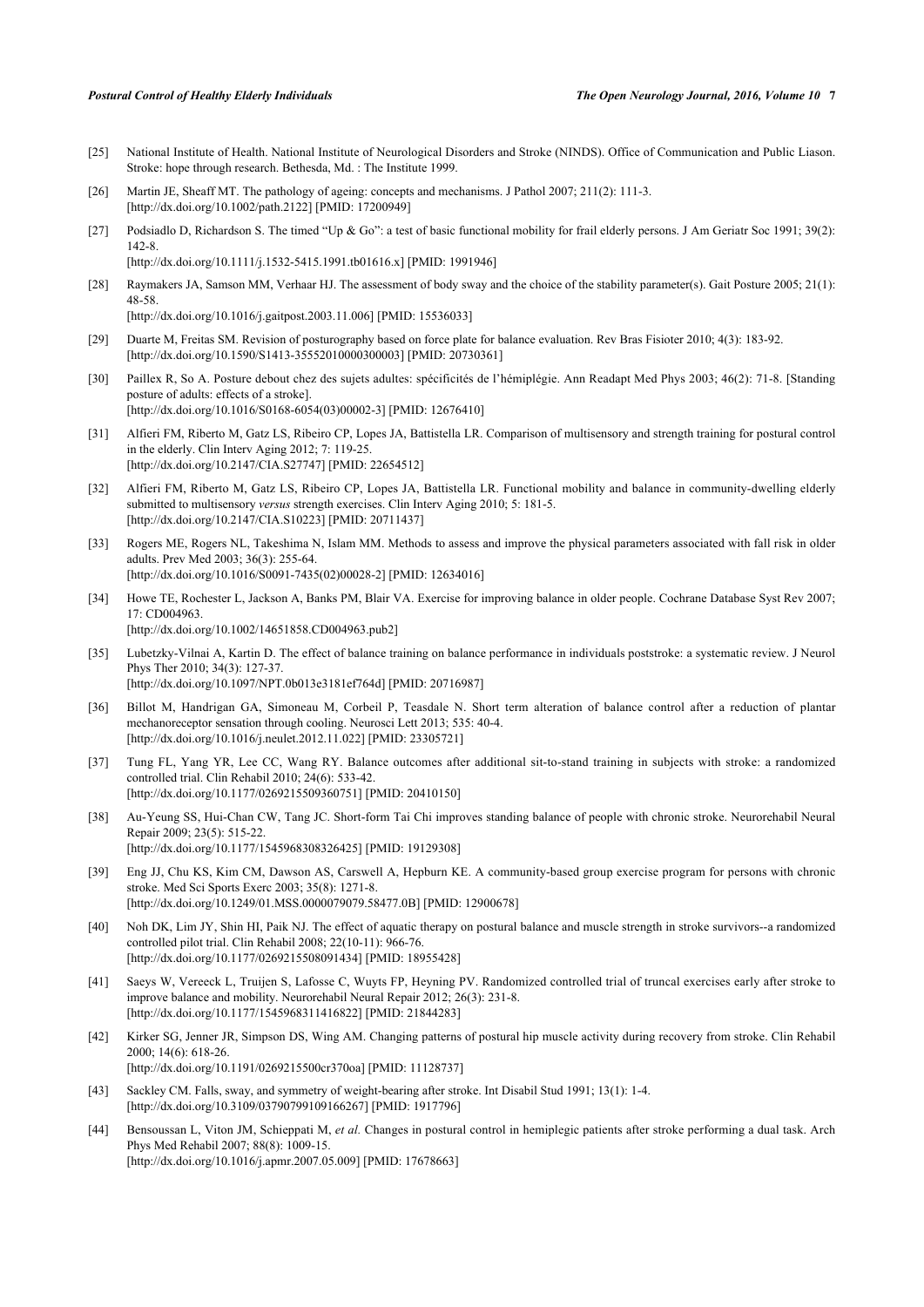[25] National Institute of Health. National Institute of Neurological Disorders and Stroke (NINDS). Office of Communication and Public Liason. Stroke: hope through research. Bethesda, Md. : The Institute 1999.

[26] Martin JE, Sheaff MT. The pathology of ageing: concepts and mechanisms. J Pathol 2007; 211(2): 111-3. [http://dx.doi.org/10.1002/path.2122] [PMID: 17200949]

[27] Podsiadlo D, Richardson S. The timed "Up & Go": a test of basic functional mobility for frail elderly persons. J Am Geriatr Soc 1991; 39(2): 142-8. [http://dx.doi.org/10.1111/j.1532-5415.1991.tb01616.x] [PMID: 1991946]

[28] Raymakers JA, Samson MM, Verhaar HJ. The assessment of body sway and the choice of the stability parameter(s). Gait Posture 2005; 21(1): 48-58. [http://dx.doi.org/10.1016/j.gaitpost.2003.11.006] [PMID: 15536033]

[29] Duarte M, Freitas SM. Revision of posturography based on force plate for balance evaluation. Rev Bras Fisioter 2010; 4(3): 183-92. [http://dx.doi.org/10.1590/S1413-35552010000300003] [PMID: 20730361]

[30] Paillex R, So A. Posture debout chez des sujets adultes: spécificités de l'hémiplégie. Ann Readapt Med Phys 2003; 46(2): 71-8. [Standing posture of adults: effects of a stroke]. [http://dx.doi.org/10.1016/S0168-6054(03)00002-3] [PMID: 12676410]

[31] Alfieri FM, Riberto M, Gatz LS, Ribeiro CP, Lopes JA, Battistella LR. Comparison of multisensory and strength training for postural control in the elderly. Clin Interv Aging 2012; 7: 119-25. [http://dx.doi.org/10.2147/CIA.S27747] [PMID: 22654512]

[32] Alfieri FM, Riberto M, Gatz LS, Ribeiro CP, Lopes JA, Battistella LR. Functional mobility and balance in community-dwelling elderly submitted to multisensory *versus* strength exercises. Clin Interv Aging 2010; 5: 181-5. [http://dx.doi.org/10.2147/CIA.S10223] [PMID: 20711437]

[33] Rogers ME, Rogers NL, Takeshima N, Islam MM. Methods to assess and improve the physical parameters associated with fall risk in older adults. Prev Med 2003; 36(3): 255-64. [http://dx.doi.org/10.1016/S0091-7435(02)00028-2] [PMID: 12634016]

[34] Howe TE, Rochester L, Jackson A, Banks PM, Blair VA. Exercise for improving balance in older people. Cochrane Database Syst Rev 2007; 17: CD004963. [http://dx.doi.org/10.1002/14651858.CD004963.pub2]

[35] Lubetzky-Vilnai A, Kartin D. The effect of balance training on balance performance in individuals poststroke: a systematic review. J Neurol Phys Ther 2010; 34(3): 127-37. [http://dx.doi.org/10.1097/NPT.0b013e3181ef764d] [PMID: 20716987]

[36] Billot M, Handrigan GA, Simoneau M, Corbeil P, Teasdale N. Short term alteration of balance control after a reduction of plantar mechanoreceptor sensation through cooling. Neurosci Lett 2013; 535: 40-4. [http://dx.doi.org/10.1016/j.neulet.2012.11.022] [PMID: 23305721]

[37] Tung FL, Yang YR, Lee CC, Wang RY. Balance outcomes after additional sit-to-stand training in subjects with stroke: a randomized controlled trial. Clin Rehabil 2010; 24(6): 533-42. [http://dx.doi.org/10.1177/0269215509360751] [PMID: 20410150]

[38] Au-Yeung SS, Hui-Chan CW, Tang JC. Short-form Tai Chi improves standing balance of people with chronic stroke. Neurorehabil Neural Repair 2009; 23(5): 515-22. [http://dx.doi.org/10.1177/1545968308326425] [PMID: 19129308]

[39] Eng JJ, Chu KS, Kim CM, Dawson AS, Carswell A, Hepburn KE. A community-based group exercise program for persons with chronic stroke. Med Sci Sports Exerc 2003; 35(8): 1271-8. [http://dx.doi.org/10.1249/01.MSS.0000079079.58477.0B] [PMID: 12900678]

[40] Noh DK, Lim JY, Shin HI, Paik NJ. The effect of aquatic therapy on postural balance and muscle strength in stroke survivors--a randomized controlled pilot trial. Clin Rehabil 2008; 22(10-11): 966-76. [http://dx.doi.org/10.1177/0269215508091434] [PMID: 18955428]

[41] Saeys W, Vereeck L, Truijen S, Lafosse C, Wuyts FP, Heyning PV. Randomized controlled trial of truncal exercises early after stroke to improve balance and mobility. Neurorehabil Neural Repair 2012; 26(3): 231-8. [http://dx.doi.org/10.1177/1545968311416822] [PMID: 21844283]

[42] Kirker SG, Jenner JR, Simpson DS, Wing AM. Changing patterns of postural hip muscle activity during recovery from stroke. Clin Rehabil 2000; 14(6): 618-26. [http://dx.doi.org/10.1191/0269215500cr370oa] [PMID: 11128737]

[43] Sackley CM. Falls, sway, and symmetry of weight-bearing after stroke. Int Disabil Stud 1991; 13(1): 1-4. [http://dx.doi.org/10.3109/03790799109166267] [PMID: 1917796]

[44] Bensoussan L, Viton JM, Schieppati M, *et al.* Changes in postural control in hemiplegic patients after stroke performing a dual task. Arch Phys Med Rehabil 2007; 88(8): 1009-15. [http://dx.doi.org/10.1016/j.apmr.2007.05.009] [PMID: 17678663]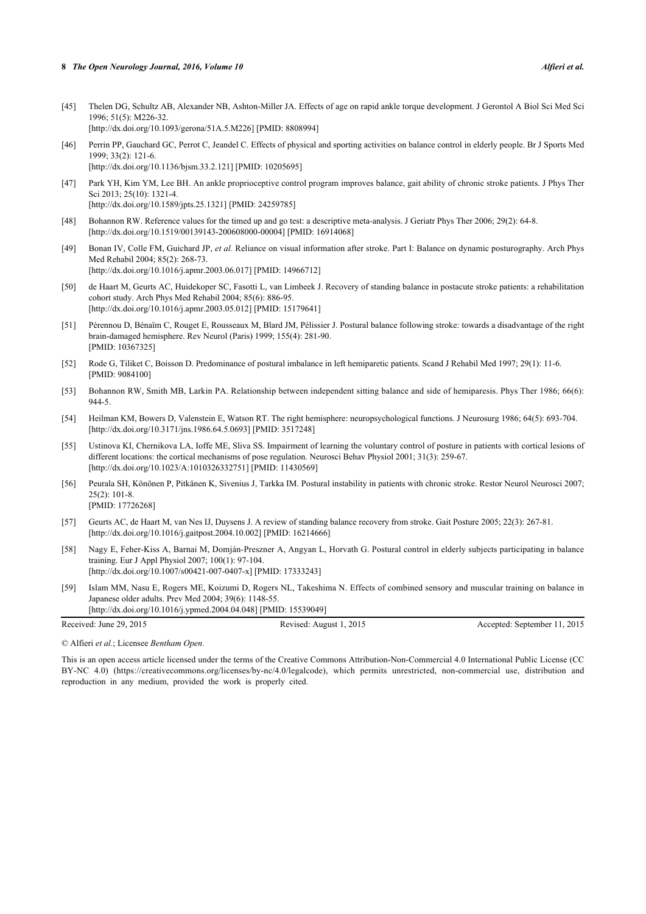[45] Thelen DG, Schultz AB, Alexander NB, Ashton-Miller JA. Effects of age on rapid ankle torque development. J Gerontol A Biol Sci Med Sci 1996; 51(5): M226-32.
[http://dx.doi.org/10.1093/gerona/51A.5.M226] [PMID: 8808994]

[46] Perrin PP, Gauchard GC, Perrot C, Jeandel C. Effects of physical and sporting activities on balance control in elderly people. Br J Sports Med 1999; 33(2): 121-6.
[http://dx.doi.org/10.1136/bjsm.33.2.121] [PMID: 10205695]

[47] Park YH, Kim YM, Lee BH. An ankle proprioceptive control program improves balance, gait ability of chronic stroke patients. J Phys Ther Sci 2013; 25(10): 1321-4.
[http://dx.doi.org/10.1589/jpts.25.1321] [PMID: 24259785]

[48] Bohannon RW. Reference values for the timed up and go test: a descriptive meta-analysis. J Geriatr Phys Ther 2006; 29(2): 64-8.
[http://dx.doi.org/10.1519/00139143-200608000-00004] [PMID: 16914068]

[49] Bonan IV, Colle FM, Guichard JP, *et al.* Reliance on visual information after stroke. Part I: Balance on dynamic posturography. Arch Phys Med Rehabil 2004; 85(2): 268-73.
[http://dx.doi.org/10.1016/j.apmr.2003.06.017] [PMID: 14966712]

[50] de Haart M, Geurts AC, Huidekoper SC, Fasotti L, van Limbeek J. Recovery of standing balance in postacute stroke patients: a rehabilitation cohort study. Arch Phys Med Rehabil 2004; 85(6): 886-95.
[http://dx.doi.org/10.1016/j.apmr.2003.05.012] [PMID: 15179641]

[51] Pérennou D, Bénaïm C, Rouget E, Rousseaux M, Blard JM, Pélissier J. Postural balance following stroke: towards a disadvantage of the right brain-damaged hemisphere. Rev Neurol (Paris) 1999; 155(4): 281-90.
[PMID: 10367325]

[52] Rode G, Tiliket C, Boisson D. Predominance of postural imbalance in left hemiparetic patients. Scand J Rehabil Med 1997; 29(1): 11-6.
[PMID: 9084100]

[53] Bohannon RW, Smith MB, Larkin PA. Relationship between independent sitting balance and side of hemiparesis. Phys Ther 1986; 66(6): 944-5.

[54] Heilman KM, Bowers D, Valenstein E, Watson RT. The right hemisphere: neuropsychological functions. J Neurosurg 1986; 64(5): 693-704.
[http://dx.doi.org/10.3171/jns.1986.64.5.0693] [PMID: 3517248]

[55] Ustinova KI, Chernikova LA, Ioffe ME, Sliva SS. Impairment of learning the voluntary control of posture in patients with cortical lesions of different locations: the cortical mechanisms of pose regulation. Neurosci Behav Physiol 2001; 31(3): 259-67.
[http://dx.doi.org/10.1023/A:1010326332751] [PMID: 11430569]

[56] Peurala SH, Könönen P, Pitkänen K, Sivenius J, Tarkka IM. Postural instability in patients with chronic stroke. Restor Neurol Neurosci 2007; 25(2): 101-8.
[PMID: 17726268]

[57] Geurts AC, de Haart M, van Nes IJ, Duysens J. A review of standing balance recovery from stroke. Gait Posture 2005; 22(3): 267-81.
[http://dx.doi.org/10.1016/j.gaitpost.2004.10.002] [PMID: 16214666]

[58] Nagy E, Feher-Kiss A, Barnai M, Domján-Preszner A, Angyan L, Horvath G. Postural control in elderly subjects participating in balance training. Eur J Appl Physiol 2007; 100(1): 97-104.
[http://dx.doi.org/10.1007/s00421-007-0407-x] [PMID: 17333243]

[59] Islam MM, Nasu E, Rogers ME, Koizumi D, Rogers NL, Takeshima N. Effects of combined sensory and muscular training on balance in Japanese older adults. Prev Med 2004; 39(6): 1148-55.
[http://dx.doi.org/10.1016/j.ypmed.2004.04.048] [PMID: 15539049]

Received: June 29, 2015 Revised: August 1, 2015 Accepted: September 11, 2015

© Alfieri *et al.*; Licensee *Bentham Open.*

This is an open access article licensed under the terms of the Creative Commons Attribution-Non-Commercial 4.0 International Public License (CC BY-NC 4.0) (https://creativecommons.org/licenses/by-nc/4.0/legalcode), which permits unrestricted, non-commercial use, distribution and reproduction in any medium, provided the work is properly cited.